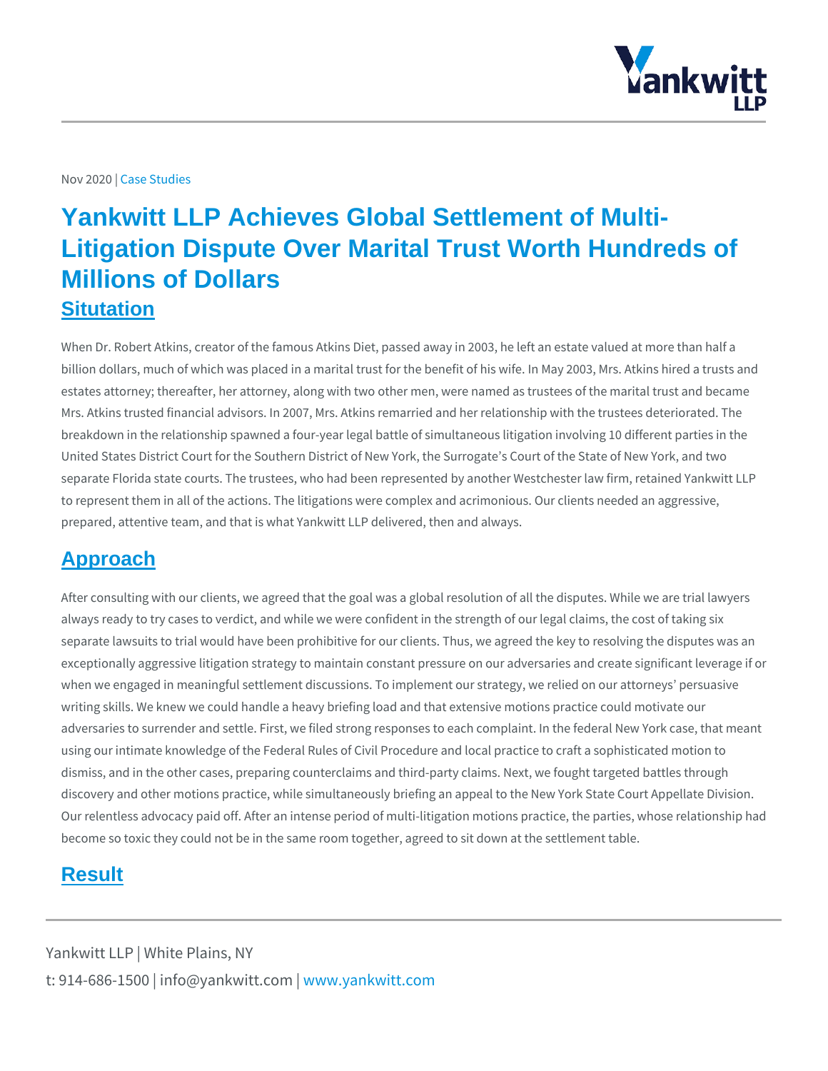Nov 2020 | Case Studies

# Yankwitt LLP Achieves Global Settlement of Multi-Litigation Dispute Over Marital Trust Worth Hundreds of Millions of Dollars

## Situtation

When Dr. Robert Atkins, creator of the famous Atkins Diet, passed away in 2003, he left an estate valued at more than half a billion dollars, much of which was placed in a marital trust for the benefit of his wife. In May 2003, Mrs. Atkins hired a trusts and estates attorney; thereafter, her attorney, along with two other men, were named as trustees of the marital trust and became Mrs. Atkins trusted financial advisors. In 2007, Mrs. Atkins remarried and her relationship with the trustees deteriorated. The breakdown in the relationship spawned a four-year legal battle of simultaneous litigation involving 10 different parties in the United States District Court for the Southern District of New York, the Surrogate's Court of the State of New York, and two separate Florida state courts. The trustees, who had been represented by another Westchester law firm, retained Yankwitt LLP to represent them in all of the actions. The litigations were complex and acrimonious. Our clients needed an aggressive, prepared, attentive team, and that is what Yankwitt LLP delivered, then and always.

## Approach

After consulting with our clients, we agreed that the goal was a global resolution of all the disputes. While we are trial lawyers always ready to try cases to verdict, and while we were confident in the strength of our legal claims, the cost of taking six separate lawsuits to trial would have been prohibitive for our clients. Thus, we agreed the key to resolving the disputes was an exceptionally aggressive litigation strategy to maintain constant pressure on our adversaries and create significant leverage if or when we engaged in meaningful settlement discussions. To implement our strategy, we relied on our attorneys' persuasive writing skills. We knew we could handle a heavy briefing load and that extensive motions practice could motivate our adversaries to surrender and settle. First, we filed strong responses to each complaint. In the federal New York case, that meant using our intimate knowledge of the Federal Rules of Civil Procedure and local practice to craft a sophisticated motion to dismiss, and in the other cases, preparing counterclaims and third-party claims. Next, we fought targeted battles through discovery and other motions practice, while simultaneously briefing an appeal to the New York State Court Appellate Division. Our relentless advocacy paid off. After an intense period of multi-litigation motions practice, the parties, whose relationship had become so toxic they could not be in the same room together, agreed to sit down at the settlement table.

## Result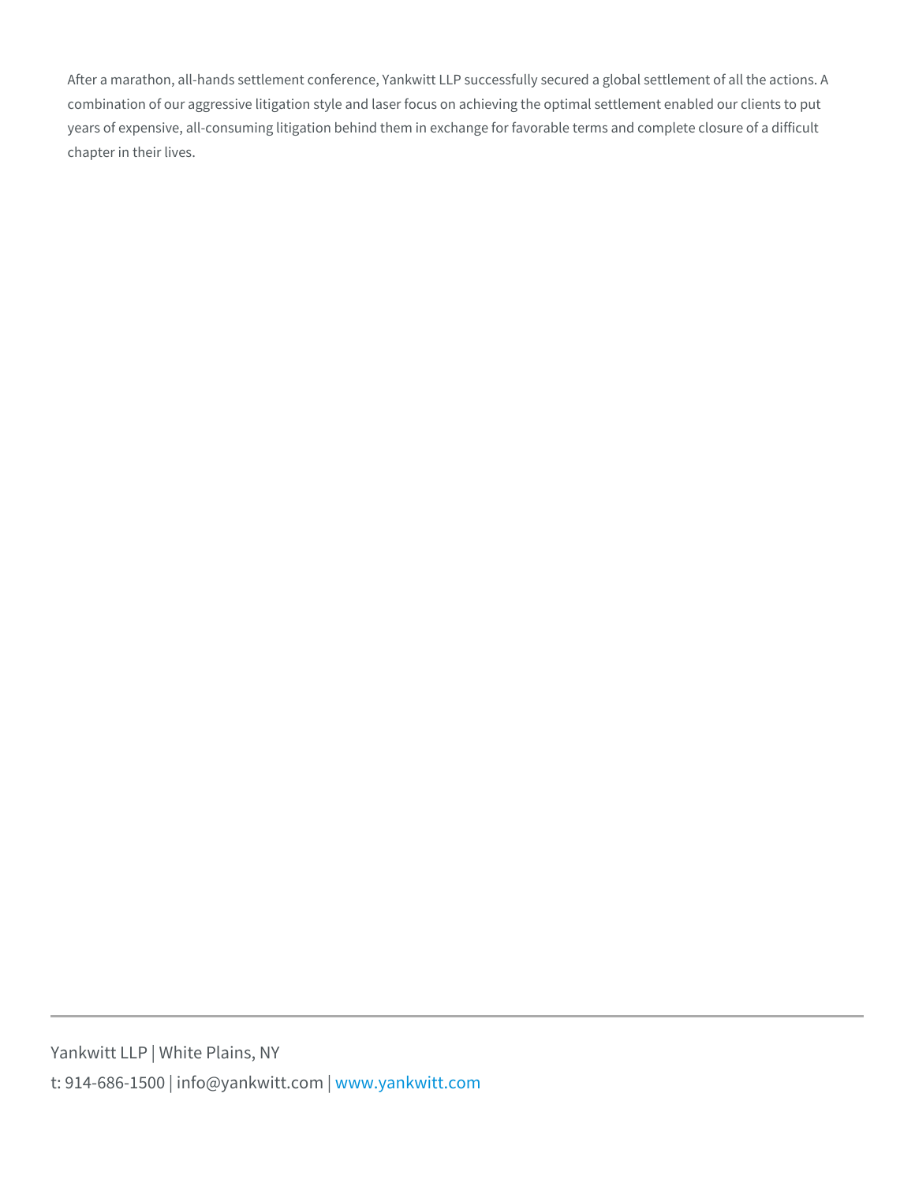After a marathon, all-hands settlement conference, Yankwitt LLP successfully secured a global settlement of all the actions. A combination of our aggressive litigation style and laser focus on achieving the optimal settlement enabled our clients to put years of expensive, all-consuming litigation behind them in exchange for favorable terms and complete closure of a difficult chapter in their lives.